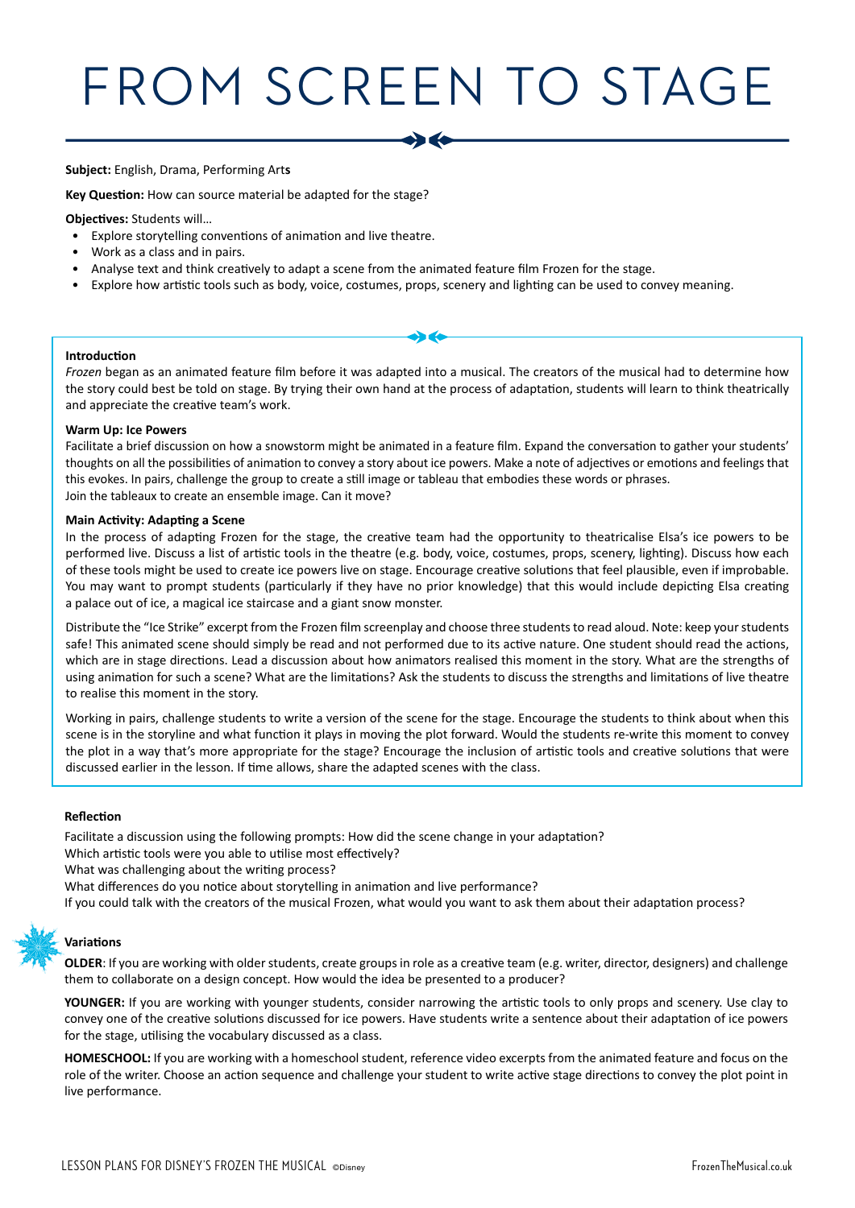# FROM SCREEN TO STAGE

**Subject:** English, Drama, Performing Arts

**Key Question:** How can source material be adapted for the stage?

**Objectives:** Students will…

- Explore storytelling conventions of animation and live theatre.
- Work as a class and in pairs.
- Analyse text and think creatively to adapt a scene from the animated feature film Frozen for the stage.
- Explore how artistic tools such as body, voice, costumes, props, scenery and lighting can be used to convey meaning.

**Introduction**

*Frozen* began as an animated feature film before it was adapted into a musical. The creators of the musical had to determine how the story could best be told on stage. By trying their own hand at the process of adaptation, students will learn to think theatrically and appreciate the creative team's work.

**Warm Up: Ice Powers**

Facilitate a brief discussion on how a snowstorm might be animated in a feature film. Expand the conversation to gather your students' thoughts on all the possibilities of animation to convey a story about ice powers. Make a note of adjectives or emotions and feelings that this evokes. In pairs, challenge the group to create a still image or tableau that embodies these words or phrases.
Join the tableaux to create an ensemble image. Can it move?

**Main Activity: Adapting a Scene**

In the process of adapting Frozen for the stage, the creative team had the opportunity to theatricalise Elsa's ice powers to be performed live. Discuss a list of artistic tools in the theatre (e.g. body, voice, costumes, props, scenery, lighting). Discuss how each of these tools might be used to create ice powers live on stage. Encourage creative solutions that feel plausible, even if improbable. You may want to prompt students (particularly if they have no prior knowledge) that this would include depicting Elsa creating a palace out of ice, a magical ice staircase and a giant snow monster.

Distribute the "Ice Strike" excerpt from the Frozen film screenplay and choose three students to read aloud. Note: keep your students safe! This animated scene should simply be read and not performed due to its active nature. One student should read the actions, which are in stage directions. Lead a discussion about how animators realised this moment in the story. What are the strengths of using animation for such a scene? What are the limitations? Ask the students to discuss the strengths and limitations of live theatre to realise this moment in the story.

Working in pairs, challenge students to write a version of the scene for the stage. Encourage the students to think about when this scene is in the storyline and what function it plays in moving the plot forward. Would the students re-write this moment to convey the plot in a way that's more appropriate for the stage? Encourage the inclusion of artistic tools and creative solutions that were discussed earlier in the lesson. If time allows, share the adapted scenes with the class.

**Reflection**

Facilitate a discussion using the following prompts: How did the scene change in your adaptation?
Which artistic tools were you able to utilise most effectively?
What was challenging about the writing process?
What differences do you notice about storytelling in animation and live performance?
If you could talk with the creators of the musical Frozen, what would you want to ask them about their adaptation process?

**Variations**

**OLDER**: If you are working with older students, create groups in role as a creative team (e.g. writer, director, designers) and challenge them to collaborate on a design concept. How would the idea be presented to a producer?

**YOUNGER:** If you are working with younger students, consider narrowing the artistic tools to only props and scenery. Use clay to convey one of the creative solutions discussed for ice powers. Have students write a sentence about their adaptation of ice powers for the stage, utilising the vocabulary discussed as a class.

**HOMESCHOOL:** If you are working with a homeschool student, reference video excerpts from the animated feature and focus on the role of the writer. Choose an action sequence and challenge your student to write active stage directions to convey the plot point in live performance.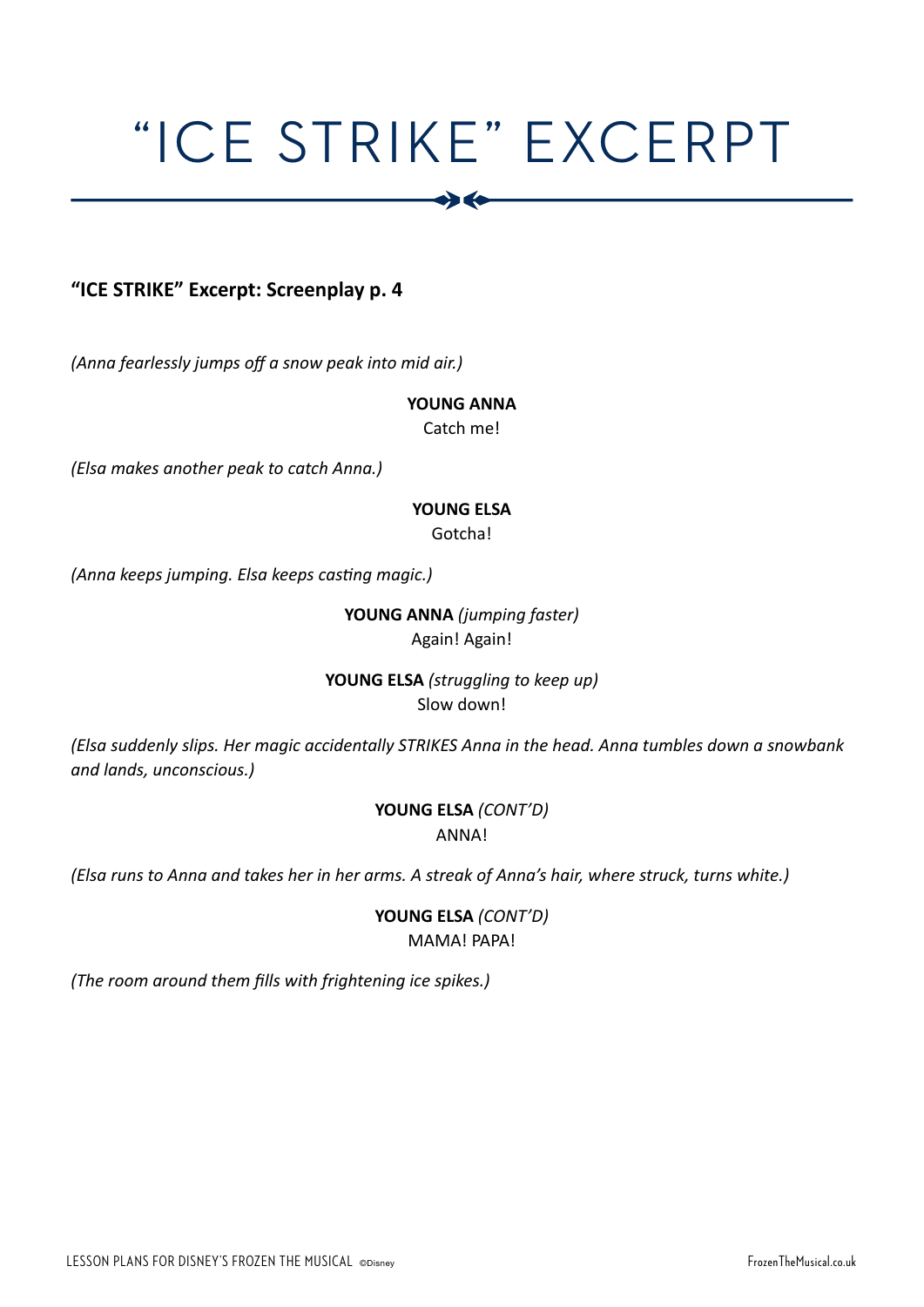# "ICE STRIKE" EXCERPT

**"ICE STRIKE" Excerpt: Screenplay p. 4**

*(Anna fearlessly jumps off a snow peak into mid air.)*

**YOUNG ANNA**
Catch me!

*(Elsa makes another peak to catch Anna.)*

**YOUNG ELSA**
Gotcha!

*(Anna keeps jumping. Elsa keeps casting magic.)*

**YOUNG ANNA** *(jumping faster)*
Again! Again!

**YOUNG ELSA** *(struggling to keep up)*
Slow down!

*(Elsa suddenly slips. Her magic accidentally STRIKES Anna in the head. Anna tumbles down a snowbank and lands, unconscious.)*

**YOUNG ELSA** *(CONT'D)*
ANNA!

*(Elsa runs to Anna and takes her in her arms. A streak of Anna's hair, where struck, turns white.)*

**YOUNG ELSA** *(CONT'D)*
MAMA! PAPA!

*(The room around them fills with frightening ice spikes.)*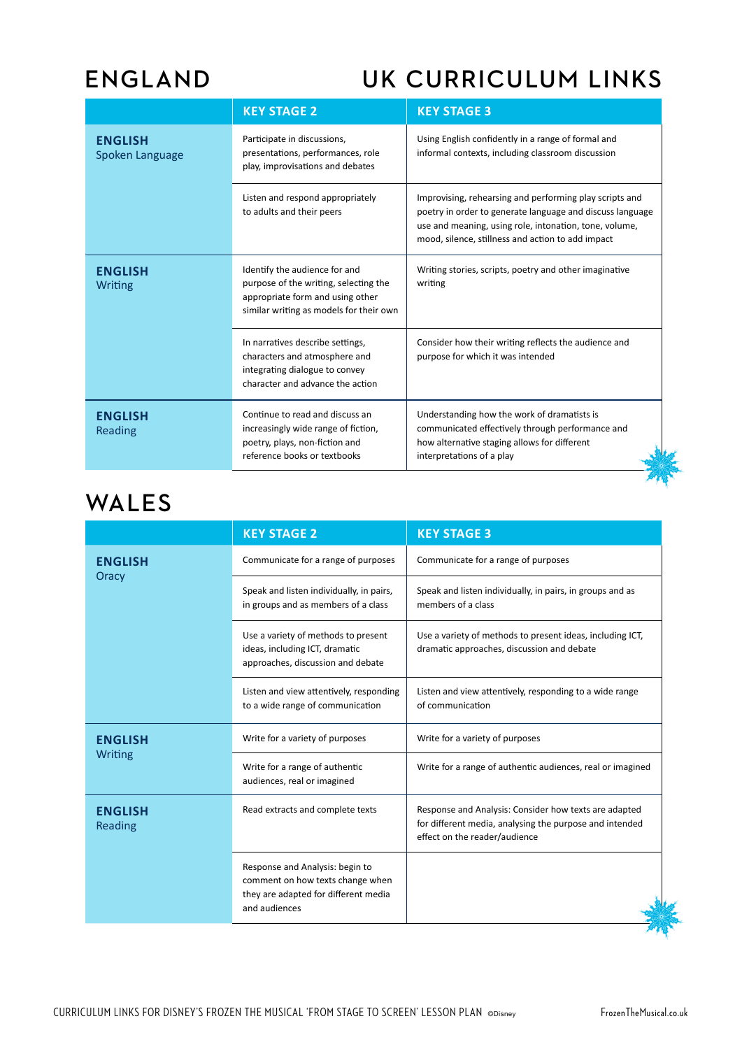# ENGLAND

# UK CURRICULUM LINKS

| | KEY STAGE 2 | KEY STAGE 3 |
|---|---|---|
| **ENGLISH** Spoken Language | Participate in discussions, presentations, performances, role play, improvisations and debates | Using English confidently in a range of formal and informal contexts, including classroom discussion |
| | Listen and respond appropriately to adults and their peers | Improvising, rehearsing and performing play scripts and poetry in order to generate language and discuss language use and meaning, using role, intonation, tone, volume, mood, silence, stillness and action to add impact |
| **ENGLISH** Writing | Identify the audience for and purpose of the writing, selecting the appropriate form and using other similar writing as models for their own | Writing stories, scripts, poetry and other imaginative writing |
| | In narratives describe settings, characters and atmosphere and integrating dialogue to convey character and advance the action | Consider how their writing reflects the audience and purpose for which it was intended |
| **ENGLISH** Reading | Continue to read and discuss an increasingly wide range of fiction, poetry, plays, non-fiction and reference books or textbooks | Understanding how the work of dramatists is communicated effectively through performance and how alternative staging allows for different interpretations of a play |

# WALES

| | KEY STAGE 2 | KEY STAGE 3 |
|---|---|---|
| **ENGLISH** Oracy | Communicate for a range of purposes | Communicate for a range of purposes |
| | Speak and listen individually, in pairs, in groups and as members of a class | Speak and listen individually, in pairs, in groups and as members of a class |
| | Use a variety of methods to present ideas, including ICT, dramatic approaches, discussion and debate | Use a variety of methods to present ideas, including ICT, dramatic approaches, discussion and debate |
| | Listen and view attentively, responding to a wide range of communication | Listen and view attentively, responding to a wide range of communication |
| **ENGLISH** Writing | Write for a variety of purposes | Write for a variety of purposes |
| | Write for a range of authentic audiences, real or imagined | Write for a range of authentic audiences, real or imagined |
| **ENGLISH** Reading | Read extracts and complete texts | Response and Analysis: Consider how texts are adapted for different media, analysing the purpose and intended effect on the reader/audience |
| | Response and Analysis: begin to comment on how texts change when they are adapted for different media and audiences | |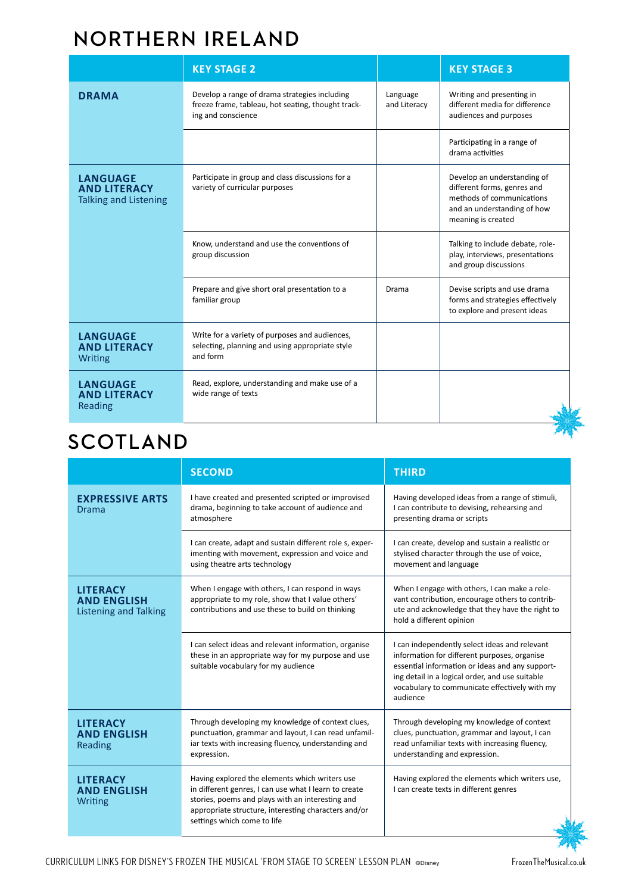# NORTHERN IRELAND

| | KEY STAGE 2 | | KEY STAGE 3 |
|---|---|---|---|
| **DRAMA** | Develop a range of drama strategies including freeze frame, tableau, hot seating, thought tracking and conscience | Language and Literacy | Writing and presenting in different media for difference audiences and purposes |
| | | | Participating in a range of drama activities |
| **LANGUAGE AND LITERACY** Talking and Listening | Participate in group and class discussions for a variety of curricular purposes | | Develop an understanding of different forms, genres and methods of communications and an understanding of how meaning is created |
| | Know, understand and use the conventions of group discussion | | Talking to include debate, role-play, interviews, presentations and group discussions |
| | Prepare and give short oral presentation to a familiar group | Drama | Devise scripts and use drama forms and strategies effectively to explore and present ideas |
| **LANGUAGE AND LITERACY** Writing | Write for a variety of purposes and audiences, selecting, planning and using appropriate style and form | | |
| **LANGUAGE AND LITERACY** Reading | Read, explore, understanding and make use of a wide range of texts | | |

# SCOTLAND

| | SECOND | THIRD |
|---|---|---|
| **EXPRESSIVE ARTS** Drama | I have created and presented scripted or improvised drama, beginning to take account of audience and atmosphere | Having developed ideas from a range of stimuli, I can contribute to devising, rehearsing and presenting drama or scripts |
| | I can create, adapt and sustain different role s, experimenting with movement, expression and voice and using theatre arts technology | I can create, develop and sustain a realistic or stylised character through the use of voice, movement and language |
| **LITERACY AND ENGLISH** Listening and Talking | When I engage with others, I can respond in ways appropriate to my role, show that I value others' contributions and use these to build on thinking | When I engage with others, I can make a relevant contribution, encourage others to contribute and acknowledge that they have the right to hold a different opinion |
| | I can select ideas and relevant information, organise these in an appropriate way for my purpose and use suitable vocabulary for my audience | I can independently select ideas and relevant information for different purposes, organise essential information or ideas and any supporting detail in a logical order, and use suitable vocabulary to communicate effectively with my audience |
| **LITERACY AND ENGLISH** Reading | Through developing my knowledge of context clues, punctuation, grammar and layout, I can read unfamiliar texts with increasing fluency, understanding and expression. | Through developing my knowledge of context clues, punctuation, grammar and layout, I can read unfamiliar texts with increasing fluency, understanding and expression. |
| **LITERACY AND ENGLISH** Writing | Having explored the elements which writers use in different genres, I can use what I learn to create stories, poems and plays with an interesting and appropriate structure, interesting characters and/or settings which come to life | Having explored the elements which writers use, I can create texts in different genres |

CURRICULUM LINKS FOR DISNEY'S FROZEN THE MUSICAL 'FROM STAGE TO SCREEN' LESSON PLAN ©Disney

FrozenTheMusical.co.uk